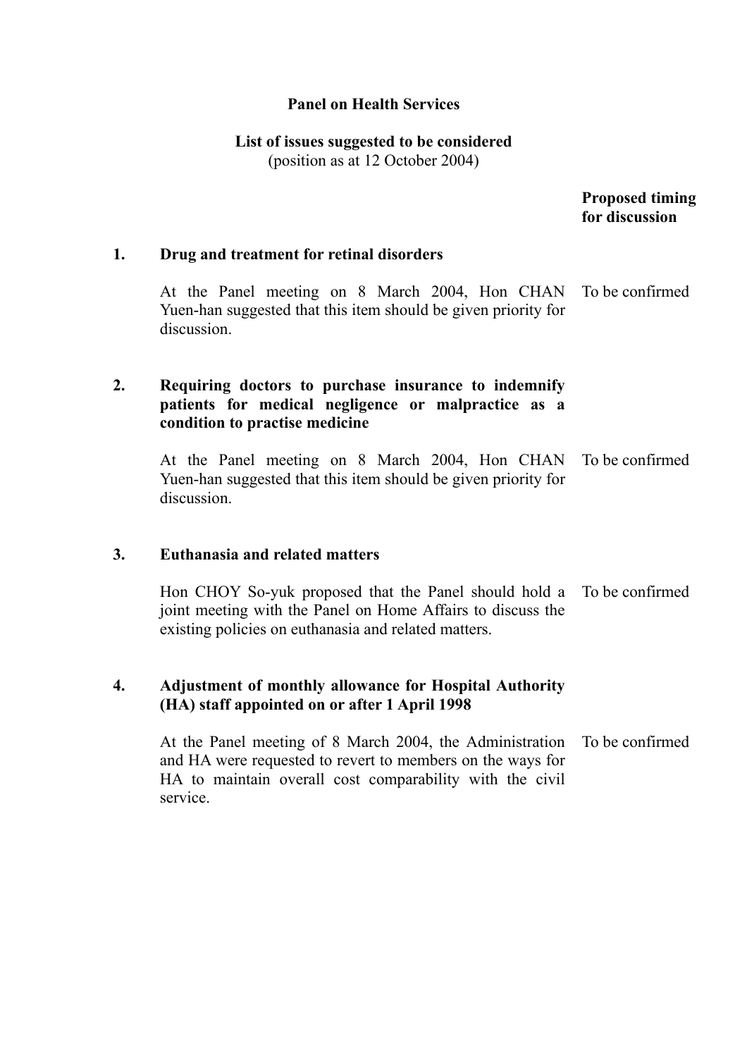**Panel on Health Services**

**List of issues suggested to be considered**
(position as at 12 October 2004)

| | | **Proposed timing for discussion** |
|---|---|---|
| **1.** | **Drug and treatment for retinal disorders** | |
| | At the Panel meeting on 8 March 2004, Hon CHAN Yuen-han suggested that this item should be given priority for discussion. | To be confirmed |
| **2.** | **Requiring doctors to purchase insurance to indemnify patients for medical negligence or malpractice as a condition to practise medicine** | |
| | At the Panel meeting on 8 March 2004, Hon CHAN Yuen-han suggested that this item should be given priority for discussion. | To be confirmed |
| **3.** | **Euthanasia and related matters** | |
| | Hon CHOY So-yuk proposed that the Panel should hold a joint meeting with the Panel on Home Affairs to discuss the existing policies on euthanasia and related matters. | To be confirmed |
| **4.** | **Adjustment of monthly allowance for Hospital Authority (HA) staff appointed on or after 1 April 1998** | |
| | At the Panel meeting of 8 March 2004, the Administration and HA were requested to revert to members on the ways for HA to maintain overall cost comparability with the civil service. | To be confirmed |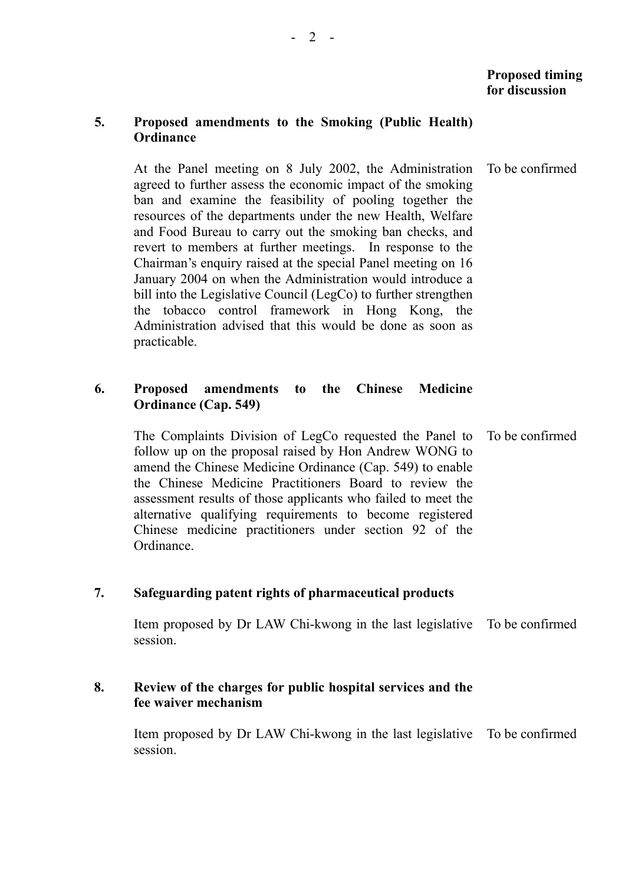| | | Proposed timing for discussion |
|---|---|---|
| **5.** | **Proposed amendments to the Smoking (Public Health) Ordinance** | |
| | At the Panel meeting on 8 July 2002, the Administration agreed to further assess the economic impact of the smoking ban and examine the feasibility of pooling together the resources of the departments under the new Health, Welfare and Food Bureau to carry out the smoking ban checks, and revert to members at further meetings. In response to the Chairman's enquiry raised at the special Panel meeting on 16 January 2004 on when the Administration would introduce a bill into the Legislative Council (LegCo) to further strengthen the tobacco control framework in Hong Kong, the Administration advised that this would be done as soon as practicable. | To be confirmed |
| **6.** | **Proposed amendments to the Chinese Medicine Ordinance (Cap. 549)** | |
| | The Complaints Division of LegCo requested the Panel to follow up on the proposal raised by Hon Andrew WONG to amend the Chinese Medicine Ordinance (Cap. 549) to enable the Chinese Medicine Practitioners Board to review the assessment results of those applicants who failed to meet the alternative qualifying requirements to become registered Chinese medicine practitioners under section 92 of the Ordinance. | To be confirmed |
| **7.** | **Safeguarding patent rights of pharmaceutical products** | |
| | Item proposed by Dr LAW Chi-kwong in the last legislative session. | To be confirmed |
| **8.** | **Review of the charges for public hospital services and the fee waiver mechanism** | |
| | Item proposed by Dr LAW Chi-kwong in the last legislative session. | To be confirmed |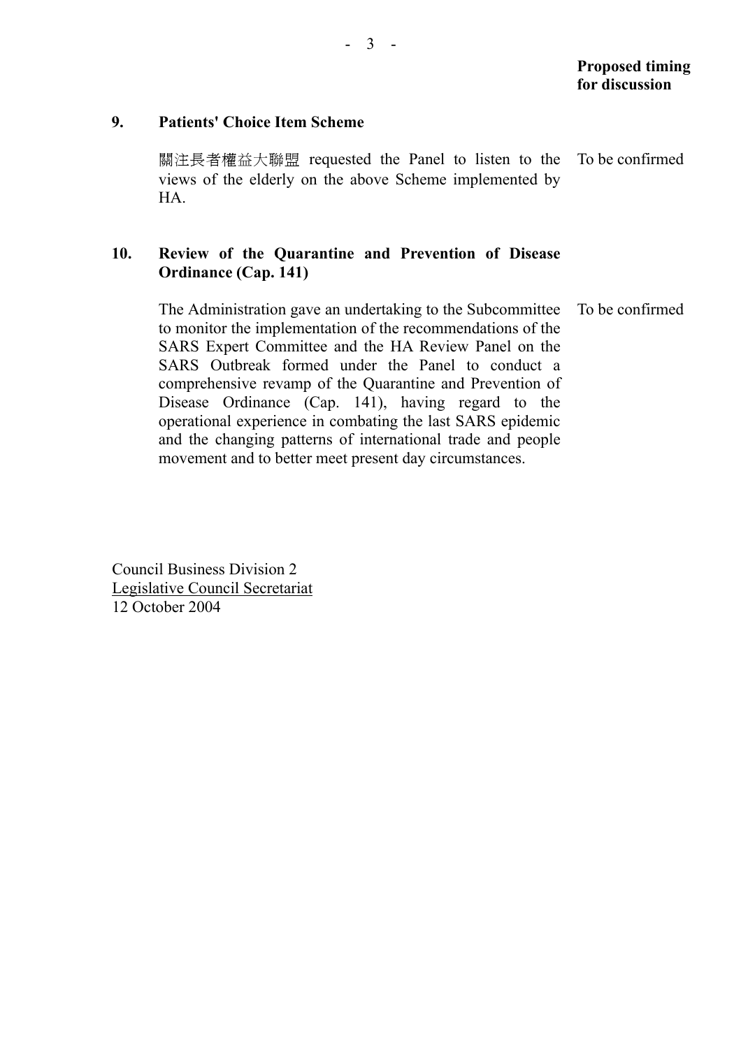| | | Proposed timing for discussion |
|---|---|---|
| **9.** | **Patients' Choice Item Scheme** | |
| | 關注長者權益大聯盟 requested the Panel to listen to the views of the elderly on the above Scheme implemented by HA. | To be confirmed |
| **10.** | **Review of the Quarantine and Prevention of Disease Ordinance (Cap. 141)** | |
| | The Administration gave an undertaking to the Subcommittee to monitor the implementation of the recommendations of the SARS Expert Committee and the HA Review Panel on the SARS Outbreak formed under the Panel to conduct a comprehensive revamp of the Quarantine and Prevention of Disease Ordinance (Cap. 141), having regard to the operational experience in combating the last SARS epidemic and the changing patterns of international trade and people movement and to better meet present day circumstances. | To be confirmed |

Council Business Division 2
Legislative Council Secretariat
12 October 2004